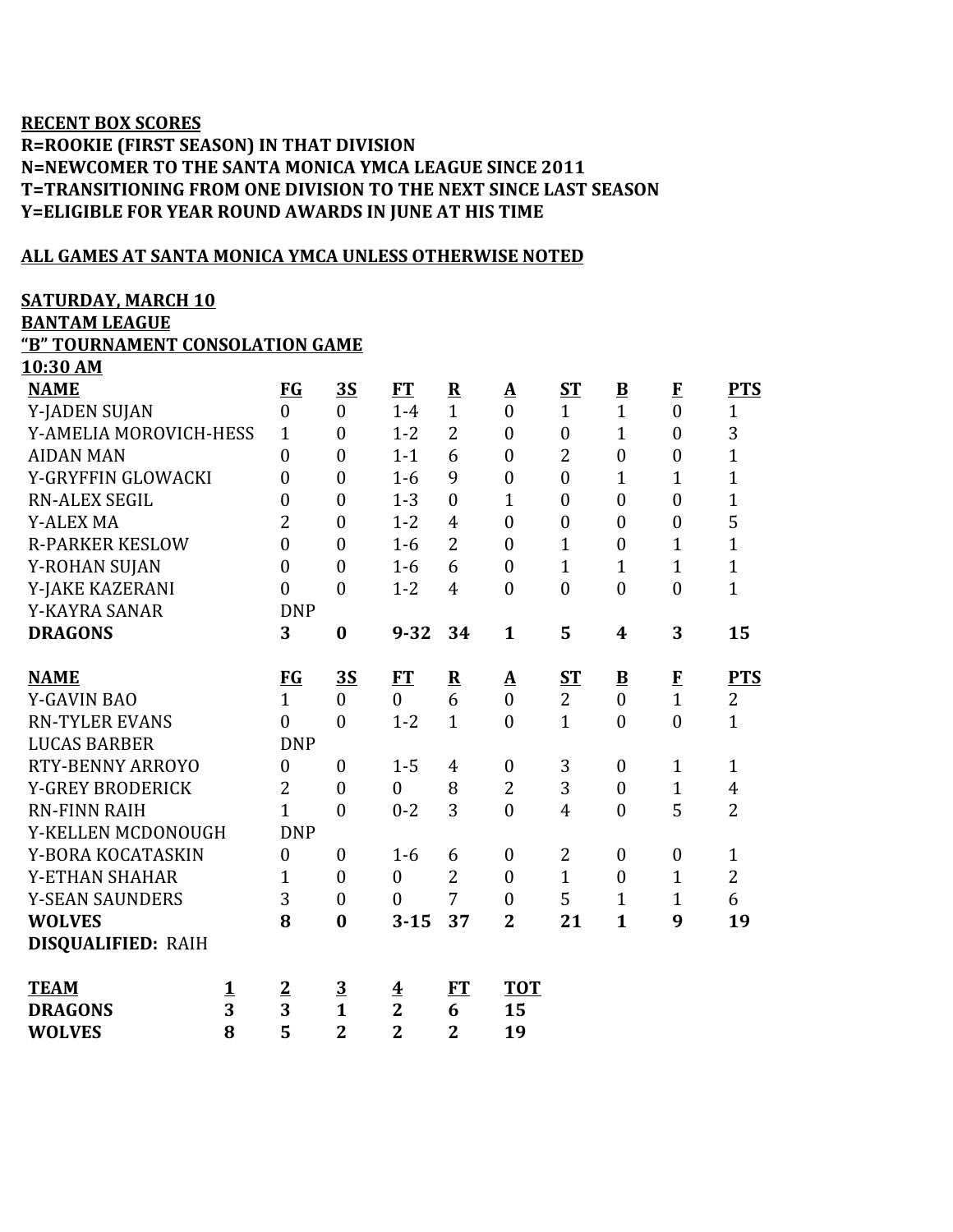**RECENT BOX SCORES**
**R=ROOKIE (FIRST SEASON) IN THAT DIVISION**
**N=NEWCOMER TO THE SANTA MONICA YMCA LEAGUE SINCE 2011**
**T=TRANSITIONING FROM ONE DIVISION TO THE NEXT SINCE LAST SEASON**
**Y=ELIGIBLE FOR YEAR ROUND AWARDS IN JUNE AT HIS TIME**

**ALL GAMES AT SANTA MONICA YMCA UNLESS OTHERWISE NOTED**

**SATURDAY, MARCH 10**
**BANTAM LEAGUE**
**"B" TOURNAMENT CONSOLATION GAME**
**10:30 AM**

| NAME | FG | 3S | FT | R | A | ST | B | F | PTS |
|---|---|---|---|---|---|---|---|---|---|
| Y-JADEN SUJAN | 0 | 0 | 1-4 | 1 | 0 | 1 | 1 | 0 | 1 |
| Y-AMELIA MOROVICH-HESS | 1 | 0 | 1-2 | 2 | 0 | 0 | 1 | 0 | 3 |
| AIDAN MAN | 0 | 0 | 1-1 | 6 | 0 | 2 | 0 | 0 | 1 |
| Y-GRYFFIN GLOWACKI | 0 | 0 | 1-6 | 9 | 0 | 0 | 1 | 1 | 1 |
| RN-ALEX SEGIL | 0 | 0 | 1-3 | 0 | 1 | 0 | 0 | 0 | 1 |
| Y-ALEX MA | 2 | 0 | 1-2 | 4 | 0 | 0 | 0 | 0 | 5 |
| R-PARKER KESLOW | 0 | 0 | 1-6 | 2 | 0 | 1 | 0 | 1 | 1 |
| Y-ROHAN SUJAN | 0 | 0 | 1-6 | 6 | 0 | 1 | 1 | 1 | 1 |
| Y-JAKE KAZERANI | 0 | 0 | 1-2 | 4 | 0 | 0 | 0 | 0 | 1 |
| Y-KAYRA SANAR | DNP | | | | | | | | |
| **DRAGONS** | **3** | **0** | **9-32** | **34** | **1** | **5** | **4** | **3** | **15** |

| NAME | FG | 3S | FT | R | A | ST | B | F | PTS |
|---|---|---|---|---|---|---|---|---|---|
| Y-GAVIN BAO | 1 | 0 | 0 | 6 | 0 | 2 | 0 | 1 | 2 |
| RN-TYLER EVANS | 0 | 0 | 1-2 | 1 | 0 | 1 | 0 | 0 | 1 |
| LUCAS BARBER | DNP | | | | | | | | |
| RTY-BENNY ARROYO | 0 | 0 | 1-5 | 4 | 0 | 3 | 0 | 1 | 1 |
| Y-GREY BRODERICK | 2 | 0 | 0 | 8 | 2 | 3 | 0 | 1 | 4 |
| RN-FINN RAIH | 1 | 0 | 0-2 | 3 | 0 | 4 | 0 | 5 | 2 |
| Y-KELLEN MCDONOUGH | DNP | | | | | | | | |
| Y-BORA KOCATASKIN | 0 | 0 | 1-6 | 6 | 0 | 2 | 0 | 0 | 1 |
| Y-ETHAN SHAHAR | 1 | 0 | 0 | 2 | 0 | 1 | 0 | 1 | 2 |
| Y-SEAN SAUNDERS | 3 | 0 | 0 | 7 | 0 | 5 | 1 | 1 | 6 |
| **WOLVES** | **8** | **0** | **3-15** | **37** | **2** | **21** | **1** | **9** | **19** |

**DISQUALIFIED:** RAIH

| TEAM | 1 | 2 | 3 | 4 | FT | TOT |
|---|---|---|---|---|---|---|
| **DRAGONS** | **3** | **3** | **1** | **2** | **6** | **15** |
| **WOLVES** | **8** | **5** | **2** | **2** | **2** | **19** |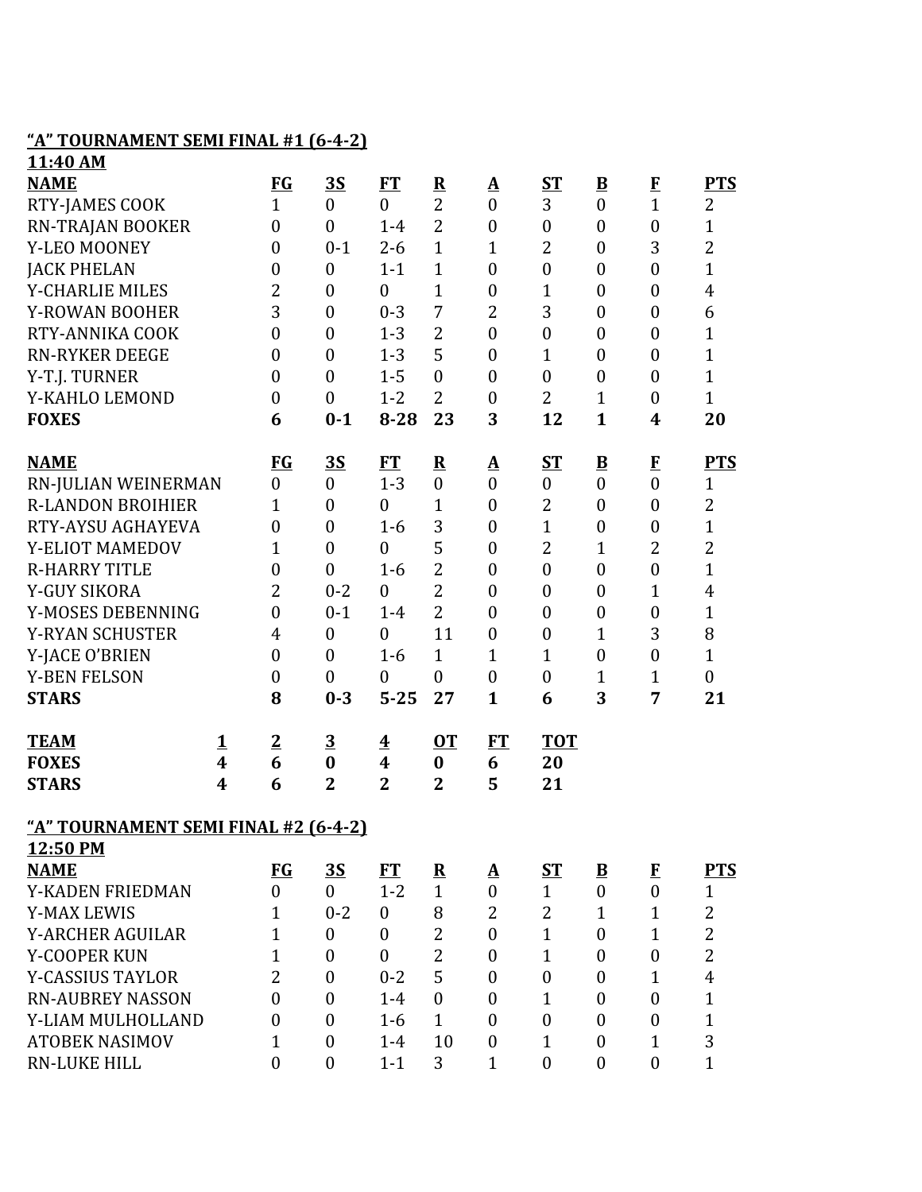**"A" TOURNAMENT SEMI FINAL #1 (6-4-2)**

**11:40 AM**

| NAME | FG | 3S | FT | R | A | ST | B | F | PTS |
|---|---|---|---|---|---|---|---|---|---|
| RTY-JAMES COOK | 1 | 0 | 0 | 2 | 0 | 3 | 0 | 1 | 2 |
| RN-TRAJAN BOOKER | 0 | 0 | 1-4 | 2 | 0 | 0 | 0 | 0 | 1 |
| Y-LEO MOONEY | 0 | 0-1 | 2-6 | 1 | 1 | 2 | 0 | 3 | 2 |
| JACK PHELAN | 0 | 0 | 1-1 | 1 | 0 | 0 | 0 | 0 | 1 |
| Y-CHARLIE MILES | 2 | 0 | 0 | 1 | 0 | 1 | 0 | 0 | 4 |
| Y-ROWAN BOOHER | 3 | 0 | 0-3 | 7 | 2 | 3 | 0 | 0 | 6 |
| RTY-ANNIKA COOK | 0 | 0 | 1-3 | 2 | 0 | 0 | 0 | 0 | 1 |
| RN-RYKER DEEGE | 0 | 0 | 1-3 | 5 | 0 | 1 | 0 | 0 | 1 |
| Y-T.J. TURNER | 0 | 0 | 1-5 | 0 | 0 | 0 | 0 | 0 | 1 |
| Y-KAHLO LEMOND | 0 | 0 | 1-2 | 2 | 0 | 2 | 1 | 0 | 1 |
| **FOXES** | **6** | **0-1** | **8-28** | **23** | **3** | **12** | **1** | **4** | **20** |

| NAME | FG | 3S | FT | R | A | ST | B | F | PTS |
|---|---|---|---|---|---|---|---|---|---|
| RN-JULIAN WEINERMAN | 0 | 0 | 1-3 | 0 | 0 | 0 | 0 | 0 | 1 |
| R-LANDON BROIHIER | 1 | 0 | 0 | 1 | 0 | 2 | 0 | 0 | 2 |
| RTY-AYSU AGHAYEVA | 0 | 0 | 1-6 | 3 | 0 | 1 | 0 | 0 | 1 |
| Y-ELIOT MAMEDOV | 1 | 0 | 0 | 5 | 0 | 2 | 1 | 2 | 2 |
| R-HARRY TITLE | 0 | 0 | 1-6 | 2 | 0 | 0 | 0 | 0 | 1 |
| Y-GUY SIKORA | 2 | 0-2 | 0 | 2 | 0 | 0 | 0 | 1 | 4 |
| Y-MOSES DEBENNING | 0 | 0-1 | 1-4 | 2 | 0 | 0 | 0 | 0 | 1 |
| Y-RYAN SCHUSTER | 4 | 0 | 0 | 11 | 0 | 0 | 1 | 3 | 8 |
| Y-JACE O'BRIEN | 0 | 0 | 1-6 | 1 | 1 | 1 | 0 | 0 | 1 |
| Y-BEN FELSON | 0 | 0 | 0 | 0 | 0 | 0 | 1 | 1 | 0 |
| **STARS** | **8** | **0-3** | **5-25** | **27** | **1** | **6** | **3** | **7** | **21** |

| TEAM | 1 | 2 | 3 | 4 | OT | FT | TOT |
|---|---|---|---|---|---|---|---|
| **FOXES** | **4** | **6** | **0** | **4** | **0** | **6** | **20** |
| **STARS** | **4** | **6** | **2** | **2** | **2** | **5** | **21** |

**"A" TOURNAMENT SEMI FINAL #2 (6-4-2)**

**12:50 PM**

| NAME | FG | 3S | FT | R | A | ST | B | F | PTS |
|---|---|---|---|---|---|---|---|---|---|
| Y-KADEN FRIEDMAN | 0 | 0 | 1-2 | 1 | 0 | 1 | 0 | 0 | 1 |
| Y-MAX LEWIS | 1 | 0-2 | 0 | 8 | 2 | 2 | 1 | 1 | 2 |
| Y-ARCHER AGUILAR | 1 | 0 | 0 | 2 | 0 | 1 | 0 | 1 | 2 |
| Y-COOPER KUN | 1 | 0 | 0 | 2 | 0 | 1 | 0 | 0 | 2 |
| Y-CASSIUS TAYLOR | 2 | 0 | 0-2 | 5 | 0 | 0 | 0 | 1 | 4 |
| RN-AUBREY NASSON | 0 | 0 | 1-4 | 0 | 0 | 1 | 0 | 0 | 1 |
| Y-LIAM MULHOLLAND | 0 | 0 | 1-6 | 1 | 0 | 0 | 0 | 0 | 1 |
| ATOBEK NASIMOV | 1 | 0 | 1-4 | 10 | 0 | 1 | 0 | 1 | 3 |
| RN-LUKE HILL | 0 | 0 | 1-1 | 3 | 1 | 0 | 0 | 0 | 1 |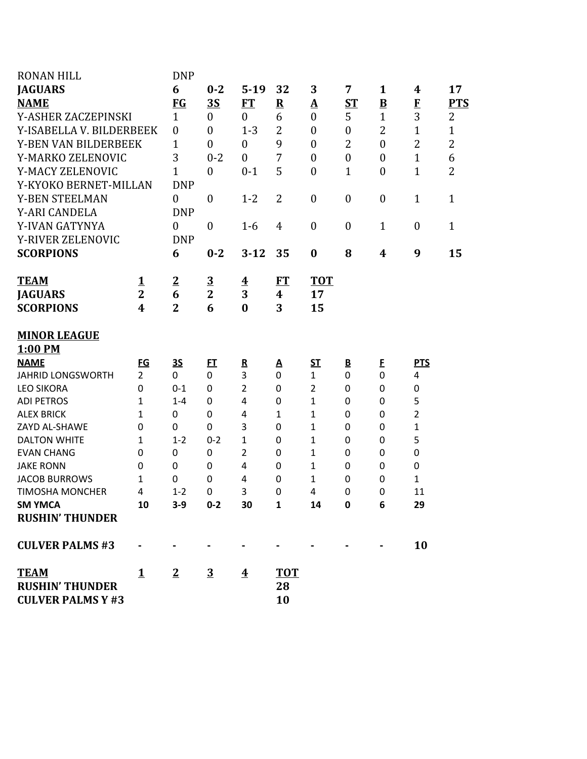| | | | | | | | | | |
|---|---|---|---|---|---|---|---|---|---|
| RONAN HILL | DNP | | | | | | | | |
| **JAGUARS** | **6** | **0-2** | **5-19** | **32** | **3** | **7** | **1** | **4** | **17** |
| **NAME** | **FG** | **3S** | **FT** | **R** | **A** | **ST** | **B** | **F** | **PTS** |
| Y-ASHER ZACZEPINSKI | 1 | 0 | 0 | 6 | 0 | 5 | 1 | 3 | 2 |
| Y-ISABELLA V. BILDERBEEK | 0 | 0 | 1-3 | 2 | 0 | 0 | 2 | 1 | 1 |
| Y-BEN VAN BILDERBEEK | 1 | 0 | 0 | 9 | 0 | 2 | 0 | 2 | 2 |
| Y-MARKO ZELENOVIC | 3 | 0-2 | 0 | 7 | 0 | 0 | 0 | 1 | 6 |
| Y-MACY ZELENOVIC | 1 | 0 | 0-1 | 5 | 0 | 1 | 0 | 1 | 2 |
| Y-KYOKO BERNET-MILLAN | DNP | | | | | | | | |
| Y-BEN STEELMAN | 0 | 0 | 1-2 | 2 | 0 | 0 | 0 | 1 | 1 |
| Y-ARI CANDELA | DNP | | | | | | | | |
| Y-IVAN GATYNYA | 0 | 0 | 1-6 | 4 | 0 | 0 | 1 | 0 | 1 |
| Y-RIVER ZELENOVIC | DNP | | | | | | | | |
| **SCORPIONS** | **6** | **0-2** | **3-12** | **35** | **0** | **8** | **4** | **9** | **15** |

| **TEAM** | **1** | **2** | **3** | **4** | **FT** | **TOT** |
|---|---|---|---|---|---|---|
| **JAGUARS** | **2** | **6** | **2** | **3** | **4** | **17** |
| **SCORPIONS** | **4** | **2** | **6** | **0** | **3** | **15** |

**MINOR LEAGUE**
**1:00 PM**

| **NAME** | **FG** | **3S** | **FT** | **R** | **A** | **ST** | **B** | **F** | **PTS** |
|---|---|---|---|---|---|---|---|---|---|
| JAHRID LONGSWORTH | 2 | 0 | 0 | 3 | 0 | 1 | 0 | 0 | 4 |
| LEO SIKORA | 0 | 0-1 | 0 | 2 | 0 | 2 | 0 | 0 | 0 |
| ADI PETROS | 1 | 1-4 | 0 | 4 | 0 | 1 | 0 | 0 | 5 |
| ALEX BRICK | 1 | 0 | 0 | 4 | 1 | 1 | 0 | 0 | 2 |
| ZAYD AL-SHAWE | 0 | 0 | 0 | 3 | 0 | 1 | 0 | 0 | 1 |
| DALTON WHITE | 1 | 1-2 | 0-2 | 1 | 0 | 1 | 0 | 0 | 5 |
| EVAN CHANG | 0 | 0 | 0 | 2 | 0 | 1 | 0 | 0 | 0 |
| JAKE RONN | 0 | 0 | 0 | 4 | 0 | 1 | 0 | 0 | 0 |
| JACOB BURROWS | 1 | 0 | 0 | 4 | 0 | 1 | 0 | 0 | 1 |
| TIMOSHA MONCHER | 4 | 1-2 | 0 | 3 | 0 | 4 | 0 | 0 | 11 |
| **SM YMCA** | **10** | **3-9** | **0-2** | **30** | **1** | **14** | **0** | **6** | **29** |
| **RUSHIN' THUNDER** | | | | | | | | | |
| | | | | | | | | | |
| **CULVER PALMS #3** | - | - | - | - | - | - | - | - | **10** |

| **TEAM** | **1** | **2** | **3** | **4** | **TOT** |
|---|---|---|---|---|---|
| **RUSHIN' THUNDER** | | | | | **28** |
| **CULVER PALMS Y #3** | | | | | **10** |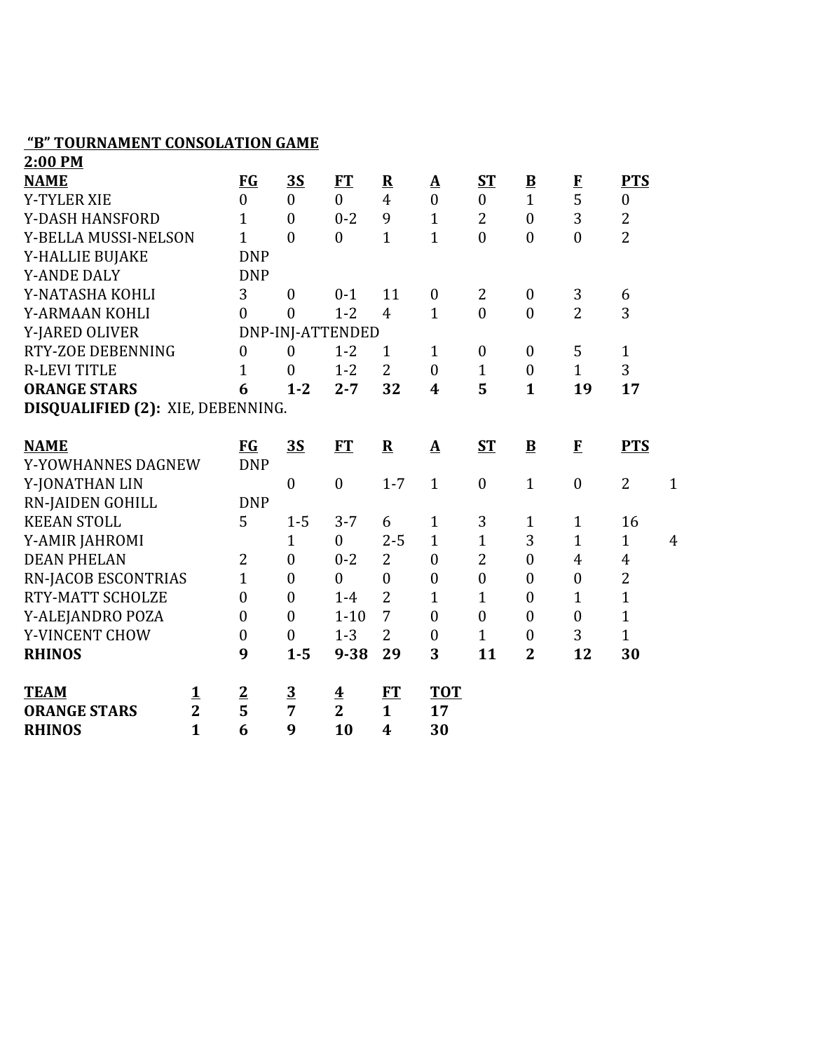**"B" TOURNAMENT CONSOLATION GAME**

**2:00 PM**

| NAME | FG | 3S | FT | R | A | ST | B | F | PTS |
|---|---|---|---|---|---|---|---|---|---|
| Y-TYLER XIE | 0 | 0 | 0 | 4 | 0 | 0 | 1 | 5 | 0 |
| Y-DASH HANSFORD | 1 | 0 | 0-2 | 9 | 1 | 2 | 0 | 3 | 2 |
| Y-BELLA MUSSI-NELSON | 1 | 0 | 0 | 1 | 1 | 0 | 0 | 0 | 2 |
| Y-HALLIE BUJAKE | DNP | | | | | | | | |
| Y-ANDE DALY | DNP | | | | | | | | |
| Y-NATASHA KOHLI | 3 | 0 | 0-1 | 11 | 0 | 2 | 0 | 3 | 6 |
| Y-ARMAAN KOHLI | 0 | 0 | 1-2 | 4 | 1 | 0 | 0 | 2 | 3 |
| Y-JARED OLIVER | DNP-INJ-ATTENDED | | | | | | | | |
| RTY-ZOE DEBENNING | 0 | 0 | 1-2 | 1 | 1 | 0 | 0 | 5 | 1 |
| R-LEVI TITLE | 1 | 0 | 1-2 | 2 | 0 | 1 | 0 | 1 | 3 |
| **ORANGE STARS** | **6** | **1-2** | **2-7** | **32** | **4** | **5** | **1** | **19** | **17** |

**DISQUALIFIED (2):** XIE, DEBENNING.

| NAME | FG | 3S | FT | R | A | ST | B | F | PTS | |
|---|---|---|---|---|---|---|---|---|---|---|
| Y-YOWHANNES DAGNEW | DNP | | | | | | | | | |
| Y-JONATHAN LIN | | 0 | 0 | 1-7 | 1 | 0 | 1 | 0 | 2 | 1 |
| RN-JAIDEN GOHILL | DNP | | | | | | | | | |
| KEEAN STOLL | 5 | 1-5 | 3-7 | 6 | 1 | 3 | 1 | 1 | 16 | |
| Y-AMIR JAHROMI | | 1 | 0 | 2-5 | 1 | 1 | 3 | 1 | 1 | 4 |
| DEAN PHELAN | 2 | 0 | 0-2 | 2 | 0 | 2 | 0 | 4 | 4 | |
| RN-JACOB ESCONTRIAS | 1 | 0 | 0 | 0 | 0 | 0 | 0 | 0 | 2 | |
| RTY-MATT SCHOLZE | 0 | 0 | 1-4 | 2 | 1 | 1 | 0 | 1 | 1 | |
| Y-ALEJANDRO POZA | 0 | 0 | 1-10 | 7 | 0 | 0 | 0 | 0 | 1 | |
| Y-VINCENT CHOW | 0 | 0 | 1-3 | 2 | 0 | 1 | 0 | 3 | 1 | |
| **RHINOS** | **9** | **1-5** | **9-38** | **29** | **3** | **11** | **2** | **12** | **30** | |

| TEAM | 1 | 2 | 3 | 4 | FT | TOT |
|---|---|---|---|---|---|---|
| **ORANGE STARS** | **2** | **5** | **7** | **2** | **1** | **17** |
| **RHINOS** | **1** | **6** | **9** | **10** | **4** | **30** |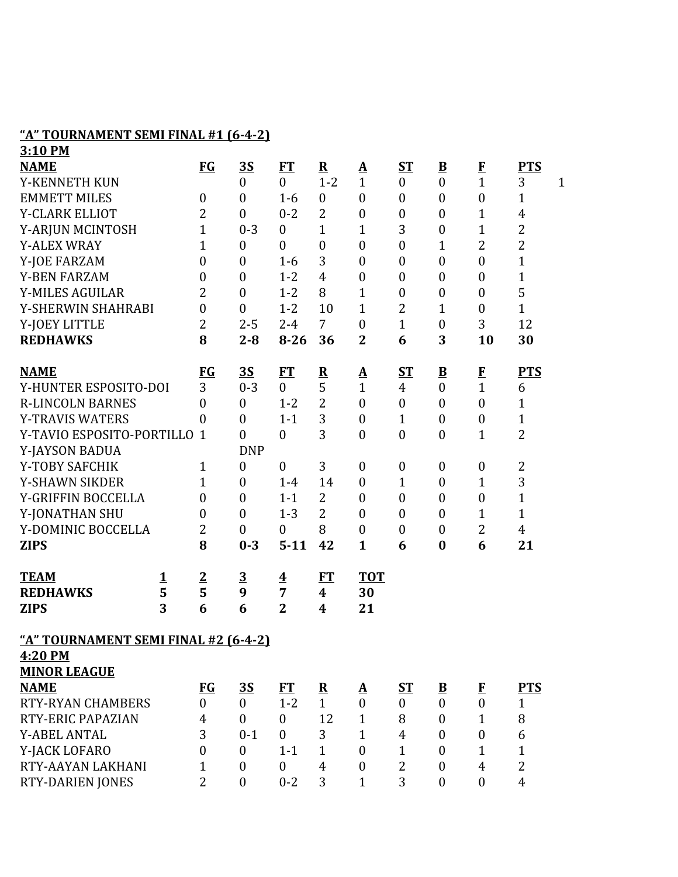## "A" TOURNAMENT SEMI FINAL #1 (6-4-2)

**3:10 PM**

| NAME | FG | 3S | FT | R | A | ST | B | F | PTS | |
|---|---|---|---|---|---|---|---|---|---|---|
| Y-KENNETH KUN | | 0 | 0 | 1-2 | 1 | 0 | 0 | 1 | 3 | 1 |
| EMMETT MILES | 0 | 0 | 1-6 | 0 | 0 | 0 | 0 | 0 | 1 | |
| Y-CLARK ELLIOT | 2 | 0 | 0-2 | 2 | 0 | 0 | 0 | 1 | 4 | |
| Y-ARJUN MCINTOSH | 1 | 0-3 | 0 | 1 | 1 | 3 | 0 | 1 | 2 | |
| Y-ALEX WRAY | 1 | 0 | 0 | 0 | 0 | 0 | 1 | 2 | 2 | |
| Y-JOE FARZAM | 0 | 0 | 1-6 | 3 | 0 | 0 | 0 | 0 | 1 | |
| Y-BEN FARZAM | 0 | 0 | 1-2 | 4 | 0 | 0 | 0 | 0 | 1 | |
| Y-MILES AGUILAR | 2 | 0 | 1-2 | 8 | 1 | 0 | 0 | 0 | 5 | |
| Y-SHERWIN SHAHRABI | 0 | 0 | 1-2 | 10 | 1 | 2 | 1 | 0 | 1 | |
| Y-JOEY LITTLE | 2 | 2-5 | 2-4 | 7 | 0 | 1 | 0 | 3 | 12 | |
| **REDHAWKS** | **8** | **2-8** | **8-26** | **36** | **2** | **6** | **3** | **10** | **30** | |

| NAME | FG | 3S | FT | R | A | ST | B | F | PTS |
|---|---|---|---|---|---|---|---|---|---|
| Y-HUNTER ESPOSITO-DOI | 3 | 0-3 | 0 | 5 | 1 | 4 | 0 | 1 | 6 |
| R-LINCOLN BARNES | 0 | 0 | 1-2 | 2 | 0 | 0 | 0 | 0 | 1 |
| Y-TRAVIS WATERS | 0 | 0 | 1-1 | 3 | 0 | 1 | 0 | 0 | 1 |
| Y-TAVIO ESPOSITO-PORTILLO | 1 | 0 | 0 | 3 | 0 | 0 | 0 | 1 | 2 |
| Y-JAYSON BADUA | | DNP | | | | | | | |
| Y-TOBY SAFCHIK | 1 | 0 | 0 | 3 | 0 | 0 | 0 | 0 | 2 |
| Y-SHAWN SIKDER | 1 | 0 | 1-4 | 14 | 0 | 1 | 0 | 1 | 3 |
| Y-GRIFFIN BOCCELLA | 0 | 0 | 1-1 | 2 | 0 | 0 | 0 | 0 | 1 |
| Y-JONATHAN SHU | 0 | 0 | 1-3 | 2 | 0 | 0 | 0 | 1 | 1 |
| Y-DOMINIC BOCCELLA | 2 | 0 | 0 | 8 | 0 | 0 | 0 | 2 | 4 |
| **ZIPS** | **8** | **0-3** | **5-11** | **42** | **1** | **6** | **0** | **6** | **21** |

| TEAM | 1 | 2 | 3 | 4 | FT | TOT |
|---|---|---|---|---|---|---|
| **REDHAWKS** | **5** | **5** | **9** | **7** | **4** | **30** |
| **ZIPS** | **3** | **6** | **6** | **2** | **4** | **21** |

## "A" TOURNAMENT SEMI FINAL #2 (6-4-2)

**4:20 PM**

**MINOR LEAGUE**

| NAME | FG | 3S | FT | R | A | ST | B | F | PTS |
|---|---|---|---|---|---|---|---|---|---|
| RTY-RYAN CHAMBERS | 0 | 0 | 1-2 | 1 | 0 | 0 | 0 | 0 | 1 |
| RTY-ERIC PAPAZIAN | 4 | 0 | 0 | 12 | 1 | 8 | 0 | 1 | 8 |
| Y-ABEL ANTAL | 3 | 0-1 | 0 | 3 | 1 | 4 | 0 | 0 | 6 |
| Y-JACK LOFARO | 0 | 0 | 1-1 | 1 | 0 | 1 | 0 | 1 | 1 |
| RTY-AAYAN LAKHANI | 1 | 0 | 0 | 4 | 0 | 2 | 0 | 4 | 2 |
| RTY-DARIEN JONES | 2 | 0 | 0-2 | 3 | 1 | 3 | 0 | 0 | 4 |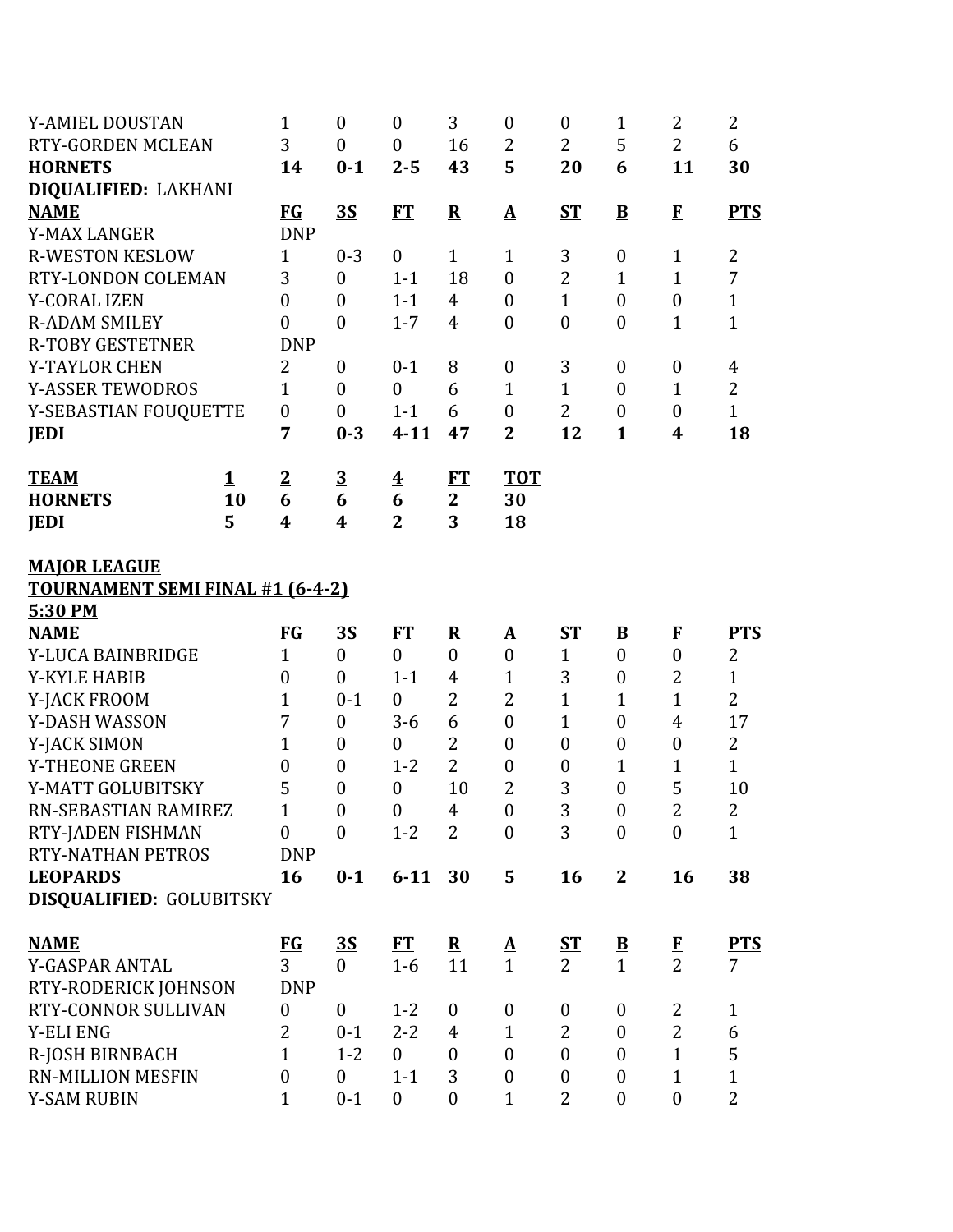| NAME | FG | 3S | FT | R | A | ST | B | F | PTS |
|---|---|---|---|---|---|---|---|---|---|
| Y-AMIEL DOUSTAN | 1 | 0 | 0 | 3 | 0 | 0 | 1 | 2 | 2 |
| RTY-GORDEN MCLEAN | 3 | 0 | 0 | 16 | 2 | 2 | 5 | 2 | 6 |
| **HORNETS** | **14** | **0-1** | **2-5** | **43** | **5** | **20** | **6** | **11** | **30** |

**DIQUALIFIED:** LAKHANI

| NAME | FG | 3S | FT | R | A | ST | B | F | PTS |
|---|---|---|---|---|---|---|---|---|---|
| Y-MAX LANGER | DNP | | | | | | | | |
| R-WESTON KESLOW | 1 | 0-3 | 0 | 1 | 1 | 3 | 0 | 1 | 2 |
| RTY-LONDON COLEMAN | 3 | 0 | 1-1 | 18 | 0 | 2 | 1 | 1 | 7 |
| Y-CORAL IZEN | 0 | 0 | 1-1 | 4 | 0 | 1 | 0 | 0 | 1 |
| R-ADAM SMILEY | 0 | 0 | 1-7 | 4 | 0 | 0 | 0 | 1 | 1 |
| R-TOBY GESTETNER | DNP | | | | | | | | |
| Y-TAYLOR CHEN | 2 | 0 | 0-1 | 8 | 0 | 3 | 0 | 0 | 4 |
| Y-ASSER TEWODROS | 1 | 0 | 0 | 6 | 1 | 1 | 0 | 1 | 2 |
| Y-SEBASTIAN FOUQUETTE | 0 | 0 | 1-1 | 6 | 0 | 2 | 0 | 0 | 1 |
| **JEDI** | **7** | **0-3** | **4-11** | **47** | **2** | **12** | **1** | **4** | **18** |

| TEAM | 1 | 2 | 3 | 4 | FT | TOT |
|---|---|---|---|---|---|---|
| **HORNETS** | **10** | **6** | **6** | **6** | **2** | **30** |
| **JEDI** | **5** | **4** | **4** | **2** | **3** | **18** |

**MAJOR LEAGUE**
**TOURNAMENT SEMI FINAL #1 (6-4-2)**
**5:30 PM**

| NAME | FG | 3S | FT | R | A | ST | B | F | PTS |
|---|---|---|---|---|---|---|---|---|---|
| Y-LUCA BAINBRIDGE | 1 | 0 | 0 | 0 | 0 | 1 | 0 | 0 | 2 |
| Y-KYLE HABIB | 0 | 0 | 1-1 | 4 | 1 | 3 | 0 | 2 | 1 |
| Y-JACK FROOM | 1 | 0-1 | 0 | 2 | 2 | 1 | 1 | 1 | 2 |
| Y-DASH WASSON | 7 | 0 | 3-6 | 6 | 0 | 1 | 0 | 4 | 17 |
| Y-JACK SIMON | 1 | 0 | 0 | 2 | 0 | 0 | 0 | 0 | 2 |
| Y-THEONE GREEN | 0 | 0 | 1-2 | 2 | 0 | 0 | 1 | 1 | 1 |
| Y-MATT GOLUBITSKY | 5 | 0 | 0 | 10 | 2 | 3 | 0 | 5 | 10 |
| RN-SEBASTIAN RAMIREZ | 1 | 0 | 0 | 4 | 0 | 3 | 0 | 2 | 2 |
| RTY-JADEN FISHMAN | 0 | 0 | 1-2 | 2 | 0 | 3 | 0 | 0 | 1 |
| RTY-NATHAN PETROS | DNP | | | | | | | | |
| **LEOPARDS** | **16** | **0-1** | **6-11** | **30** | **5** | **16** | **2** | **16** | **38** |

**DISQUALIFIED:** GOLUBITSKY

| NAME | FG | 3S | FT | R | A | ST | B | F | PTS |
|---|---|---|---|---|---|---|---|---|---|
| Y-GASPAR ANTAL | 3 | 0 | 1-6 | 11 | 1 | 2 | 1 | 2 | 7 |
| RTY-RODERICK JOHNSON | DNP | | | | | | | | |
| RTY-CONNOR SULLIVAN | 0 | 0 | 1-2 | 0 | 0 | 0 | 0 | 2 | 1 |
| Y-ELI ENG | 2 | 0-1 | 2-2 | 4 | 1 | 2 | 0 | 2 | 6 |
| R-JOSH BIRNBACH | 1 | 1-2 | 0 | 0 | 0 | 0 | 0 | 1 | 5 |
| RN-MILLION MESFIN | 0 | 0 | 1-1 | 3 | 0 | 0 | 0 | 1 | 1 |
| Y-SAM RUBIN | 1 | 0-1 | 0 | 0 | 1 | 2 | 0 | 0 | 2 |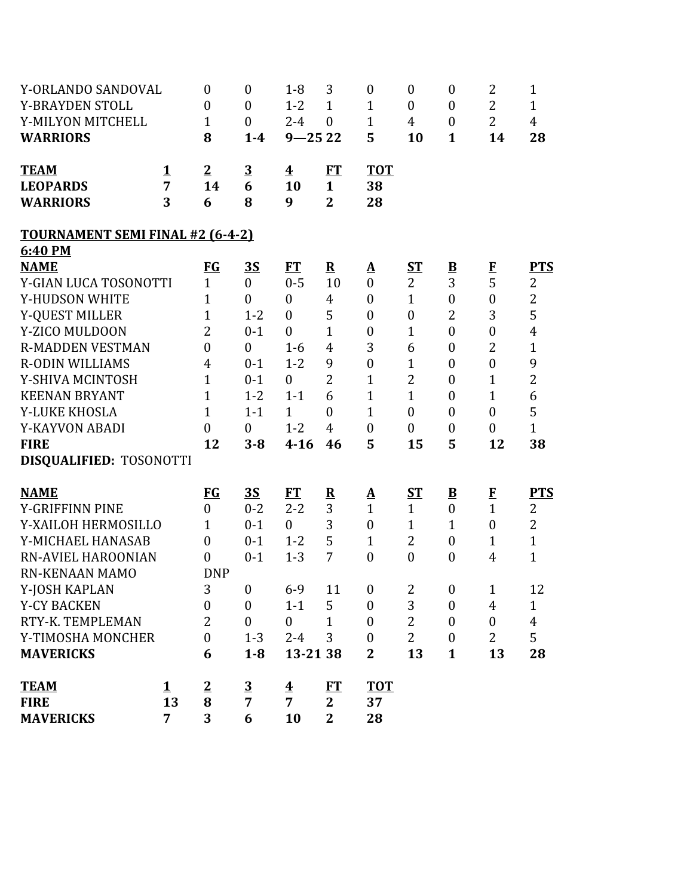| | | | | | | | | | |
|---|---|---|---|---|---|---|---|---|---|
| Y-ORLANDO SANDOVAL | 0 | 0 | 1-8 | 3 | 0 | 0 | 0 | 2 | 1 |
| Y-BRAYDEN STOLL | 0 | 0 | 1-2 | 1 | 1 | 0 | 0 | 2 | 1 |
| Y-MILYON MITCHELL | 1 | 0 | 2-4 | 0 | 1 | 4 | 0 | 2 | 4 |
| **WARRIORS** | **8** | **1-4** | **9—25** | **22** | **5** | **10** | **1** | **14** | **28** |

| TEAM | 1 | 2 | 3 | 4 | FT | TOT |
|---|---|---|---|---|---|---|
| **LEOPARDS** | **7** | **14** | **6** | **10** | **1** | **38** |
| **WARRIORS** | **3** | **6** | **8** | **9** | **2** | **28** |

**TOURNAMENT SEMI FINAL #2 (6-4-2)**

**6:40 PM**

| NAME | FG | 3S | FT | R | A | ST | B | F | PTS |
|---|---|---|---|---|---|---|---|---|---|
| Y-GIAN LUCA TOSONOTTI | 1 | 0 | 0-5 | 10 | 0 | 2 | 3 | 5 | 2 |
| Y-HUDSON WHITE | 1 | 0 | 0 | 4 | 0 | 1 | 0 | 0 | 2 |
| Y-QUEST MILLER | 1 | 1-2 | 0 | 5 | 0 | 0 | 2 | 3 | 5 |
| Y-ZICO MULDOON | 2 | 0-1 | 0 | 1 | 0 | 1 | 0 | 0 | 4 |
| R-MADDEN VESTMAN | 0 | 0 | 1-6 | 4 | 3 | 6 | 0 | 2 | 1 |
| R-ODIN WILLIAMS | 4 | 0-1 | 1-2 | 9 | 0 | 1 | 0 | 0 | 9 |
| Y-SHIVA MCINTOSH | 1 | 0-1 | 0 | 2 | 1 | 2 | 0 | 1 | 2 |
| KEENAN BRYANT | 1 | 1-2 | 1-1 | 6 | 1 | 1 | 0 | 1 | 6 |
| Y-LUKE KHOSLA | 1 | 1-1 | 1 | 0 | 1 | 0 | 0 | 0 | 5 |
| Y-KAYVON ABADI | 0 | 0 | 1-2 | 4 | 0 | 0 | 0 | 0 | 1 |
| **FIRE** | **12** | **3-8** | **4-16** | **46** | **5** | **15** | **5** | **12** | **38** |

**DISQUALIFIED:** TOSONOTTI

| NAME | FG | 3S | FT | R | A | ST | B | F | PTS |
|---|---|---|---|---|---|---|---|---|---|
| Y-GRIFFINN PINE | 0 | 0-2 | 2-2 | 3 | 1 | 1 | 0 | 1 | 2 |
| Y-XAILOH HERMOSILLO | 1 | 0-1 | 0 | 3 | 0 | 1 | 1 | 0 | 2 |
| Y-MICHAEL HANASAB | 0 | 0-1 | 1-2 | 5 | 1 | 2 | 0 | 1 | 1 |
| RN-AVIEL HAROONIAN | 0 | 0-1 | 1-3 | 7 | 0 | 0 | 0 | 4 | 1 |
| RN-KENAAN MAMO | DNP | | | | | | | | |
| Y-JOSH KAPLAN | 3 | 0 | 6-9 | 11 | 0 | 2 | 0 | 1 | 12 |
| Y-CY BACKEN | 0 | 0 | 1-1 | 5 | 0 | 3 | 0 | 4 | 1 |
| RTY-K. TEMPLEMAN | 2 | 0 | 0 | 1 | 0 | 2 | 0 | 0 | 4 |
| Y-TIMOSHA MONCHER | 0 | 1-3 | 2-4 | 3 | 0 | 2 | 0 | 2 | 5 |
| **MAVERICKS** | **6** | **1-8** | **13-21** | **38** | **2** | **13** | **1** | **13** | **28** |

| TEAM | 1 | 2 | 3 | 4 | FT | TOT |
|---|---|---|---|---|---|---|
| **FIRE** | **13** | **8** | **7** | **7** | **2** | **37** |
| **MAVERICKS** | **7** | **3** | **6** | **10** | **2** | **28** |